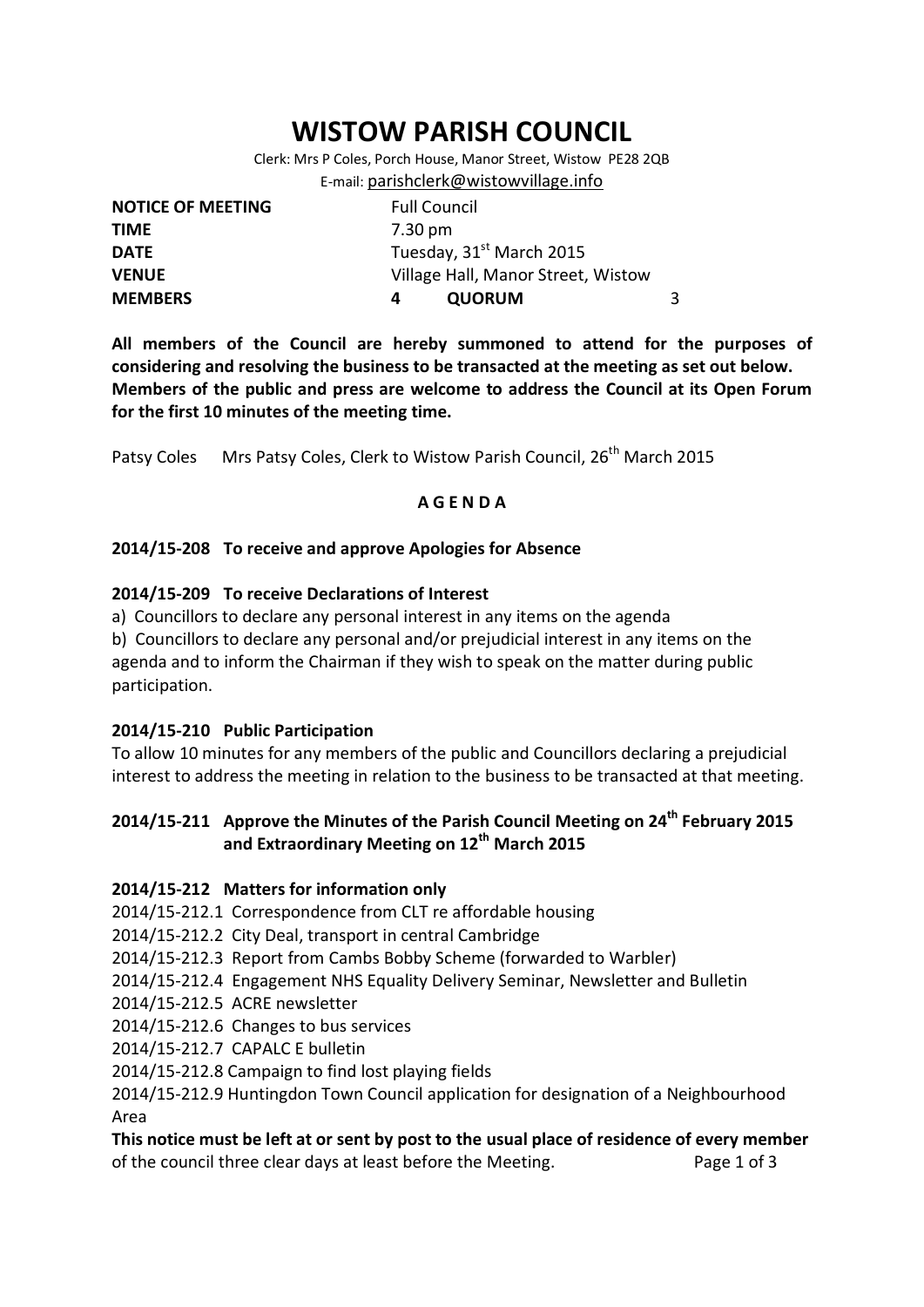# WISTOW PARISH COUNCIL

Clerk: Mrs P Coles, Porch House, Manor Street, Wistow PE28 2QB
E-mail: parishclerk@wistowvillage.info

| | | | |
|---|---|---|---|
| **NOTICE OF MEETING** | Full Council | | |
| **TIME** | 7.30 pm | | |
| **DATE** | Tuesday, 31st March 2015 | | |
| **VENUE** | Village Hall, Manor Street, Wistow | | |
| **MEMBERS** | 4 | **QUORUM** | 3 |

**All members of the Council are hereby summoned to attend for the purposes of considering and resolving the business to be transacted at the meeting as set out below. Members of the public and press are welcome to address the Council at its Open Forum for the first 10 minutes of the meeting time.**

Patsy Coles Mrs Patsy Coles, Clerk to Wistow Parish Council, 26th March 2015

## A G E N D A

### 2014/15-208 To receive and approve Apologies for Absence

### 2014/15-209 To receive Declarations of Interest

a) Councillors to declare any personal interest in any items on the agenda

b) Councillors to declare any personal and/or prejudicial interest in any items on the agenda and to inform the Chairman if they wish to speak on the matter during public participation.

### 2014/15-210 Public Participation

To allow 10 minutes for any members of the public and Councillors declaring a prejudicial interest to address the meeting in relation to the business to be transacted at that meeting.

### 2014/15-211 Approve the Minutes of the Parish Council Meeting on 24th February 2015 and Extraordinary Meeting on 12th March 2015

### 2014/15-212 Matters for information only

2014/15-212.1 Correspondence from CLT re affordable housing
2014/15-212.2 City Deal, transport in central Cambridge
2014/15-212.3 Report from Cambs Bobby Scheme (forwarded to Warbler)
2014/15-212.4 Engagement NHS Equality Delivery Seminar, Newsletter and Bulletin
2014/15-212.5 ACRE newsletter
2014/15-212.6 Changes to bus services
2014/15-212.7 CAPALC E bulletin
2014/15-212.8 Campaign to find lost playing fields
2014/15-212.9 Huntingdon Town Council application for designation of a Neighbourhood Area

**This notice must be left at or sent by post to the usual place of residence of every member** of the council three clear days at least before the Meeting.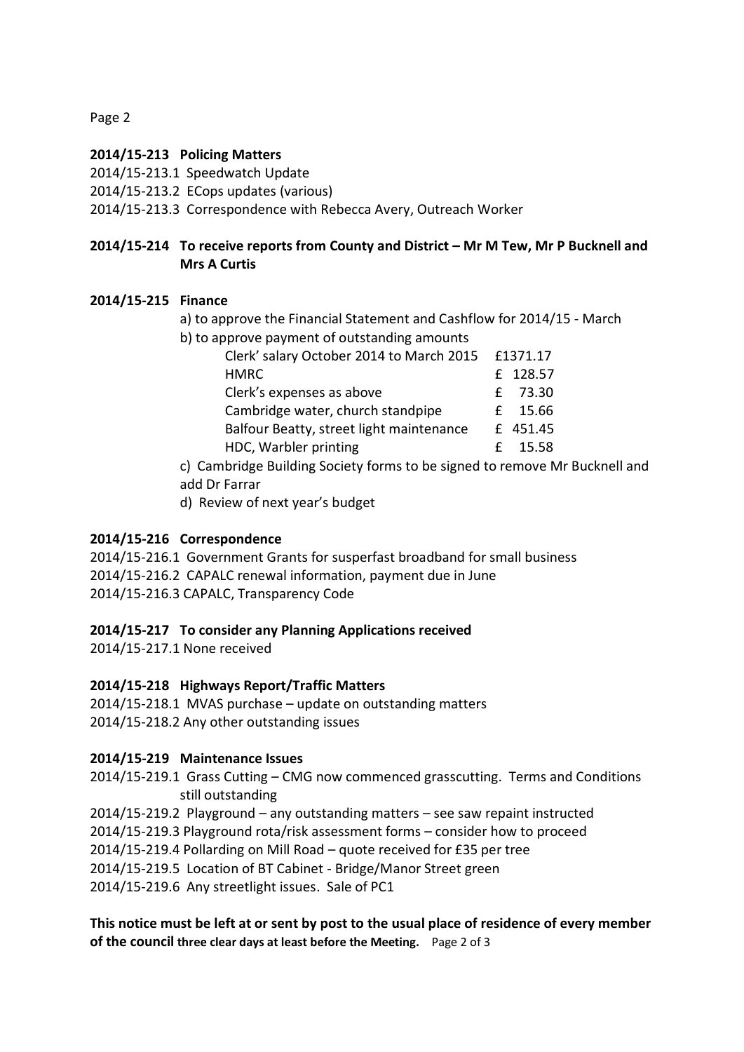**2014/15-213 Policing Matters**

2014/15-213.1 Speedwatch Update
2014/15-213.2 ECops updates (various)
2014/15-213.3 Correspondence with Rebecca Avery, Outreach Worker

**2014/15-214 To receive reports from County and District – Mr M Tew, Mr P Bucknell and Mrs A Curtis**

**2014/15-215 Finance**

a) to approve the Financial Statement and Cashflow for 2014/15 - March

b) to approve payment of outstanding amounts

| | |
|---|---|
| Clerk' salary October 2014 to March 2015 | £1371.17 |
| HMRC | £ 128.57 |
| Clerk's expenses as above | £ 73.30 |
| Cambridge water, church standpipe | £ 15.66 |
| Balfour Beatty, street light maintenance | £ 451.45 |
| HDC, Warbler printing | £ 15.58 |

c) Cambridge Building Society forms to be signed to remove Mr Bucknell and add Dr Farrar

d) Review of next year's budget

**2014/15-216 Correspondence**

2014/15-216.1 Government Grants for susperfast broadband for small business
2014/15-216.2 CAPALC renewal information, payment due in June
2014/15-216.3 CAPALC, Transparency Code

**2014/15-217 To consider any Planning Applications received**

2014/15-217.1 None received

**2014/15-218 Highways Report/Traffic Matters**

2014/15-218.1 MVAS purchase – update on outstanding matters
2014/15-218.2 Any other outstanding issues

**2014/15-219 Maintenance Issues**

2014/15-219.1 Grass Cutting – CMG now commenced grasscutting. Terms and Conditions still outstanding
2014/15-219.2 Playground – any outstanding matters – see saw repaint instructed
2014/15-219.3 Playground rota/risk assessment forms – consider how to proceed
2014/15-219.4 Pollarding on Mill Road – quote received for £35 per tree
2014/15-219.5 Location of BT Cabinet - Bridge/Manor Street green
2014/15-219.6 Any streetlight issues. Sale of PC1

**This notice must be left at or sent by post to the usual place of residence of every member of the council three clear days at least before the Meeting.**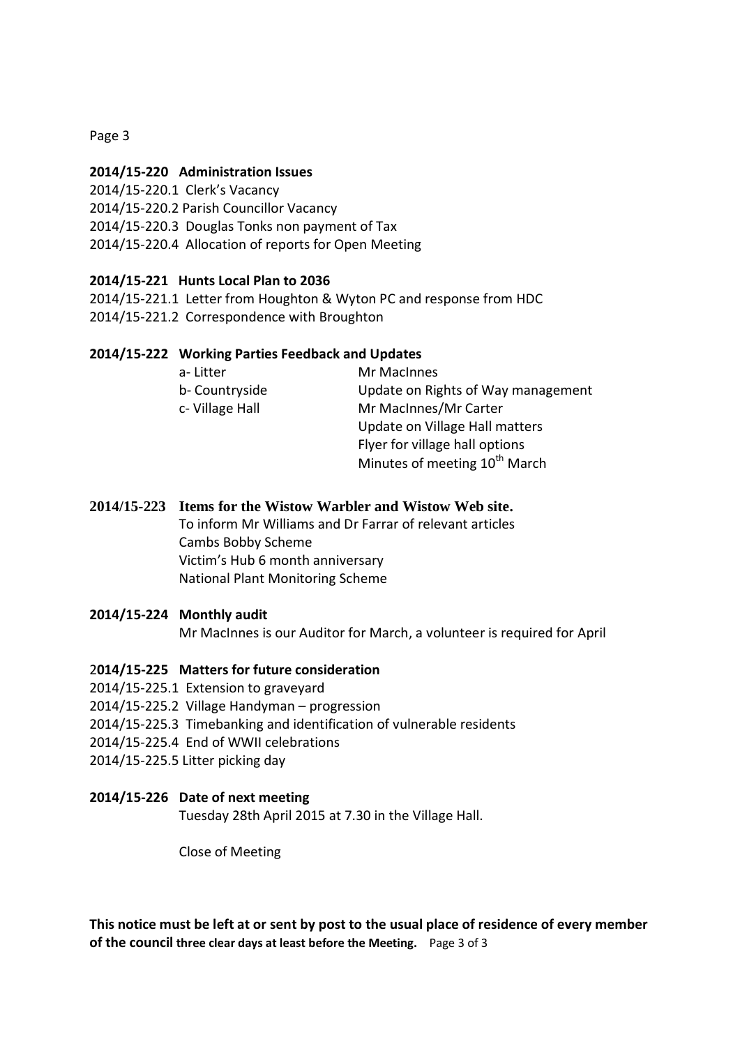**2014/15-220 Administration Issues**

2014/15-220.1 Clerk's Vacancy
2014/15-220.2 Parish Councillor Vacancy
2014/15-220.3 Douglas Tonks non payment of Tax
2014/15-220.4 Allocation of reports for Open Meeting

**2014/15-221 Hunts Local Plan to 2036**

2014/15-221.1 Letter from Houghton & Wyton PC and response from HDC
2014/15-221.2 Correspondence with Broughton

**2014/15-222 Working Parties Feedback and Updates**

| | |
|---|---|
| a- Litter | Mr MacInnes |
| b- Countryside | Update on Rights of Way management |
| c- Village Hall | Mr MacInnes/Mr Carter<br>Update on Village Hall matters<br>Flyer for village hall options<br>Minutes of meeting 10th March |

**2014/15-223 Items for the Wistow Warbler and Wistow Web site.**

To inform Mr Williams and Dr Farrar of relevant articles
Cambs Bobby Scheme
Victim's Hub 6 month anniversary
National Plant Monitoring Scheme

**2014/15-224 Monthly audit**

Mr MacInnes is our Auditor for March, a volunteer is required for April

**2014/15-225 Matters for future consideration**

2014/15-225.1 Extension to graveyard
2014/15-225.2 Village Handyman – progression
2014/15-225.3 Timebanking and identification of vulnerable residents
2014/15-225.4 End of WWII celebrations
2014/15-225.5 Litter picking day

**2014/15-226 Date of next meeting**

Tuesday 28th April 2015 at 7.30 in the Village Hall.

Close of Meeting

**This notice must be left at or sent by post to the usual place of residence of every member of the council three clear days at least before the Meeting.**